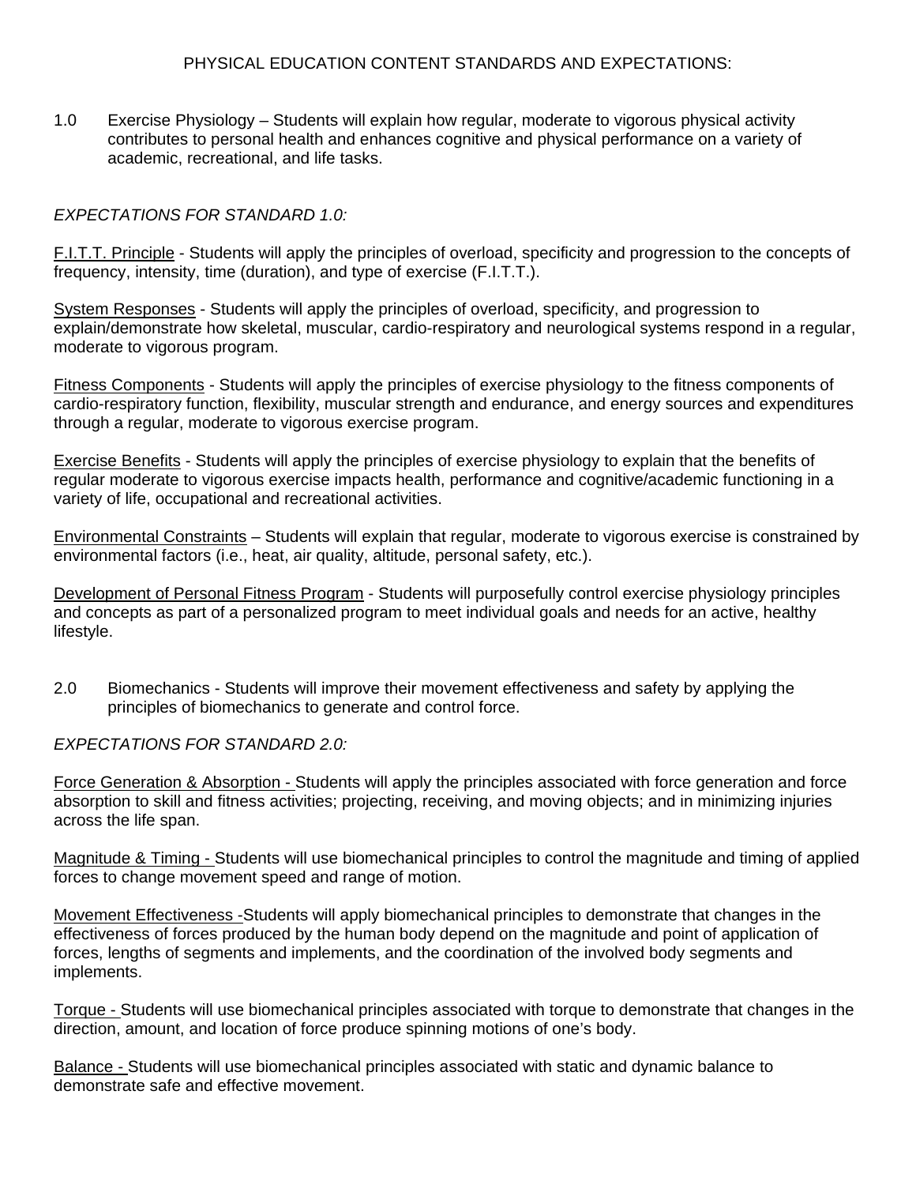# PHYSICAL EDUCATION CONTENT STANDARDS AND EXPECTATIONS:

1.0 Exercise Physiology – Students will explain how regular, moderate to vigorous physical activity contributes to personal health and enhances cognitive and physical performance on a variety of academic, recreational, and life tasks.

*EXPECTATIONS FOR STANDARD 1.0:*

<u>F.I.T.T. Principle</u> - Students will apply the principles of overload, specificity and progression to the concepts of frequency, intensity, time (duration), and type of exercise (F.I.T.T.).

<u>System Responses</u> - Students will apply the principles of overload, specificity, and progression to explain/demonstrate how skeletal, muscular, cardio-respiratory and neurological systems respond in a regular, moderate to vigorous program.

<u>Fitness Components</u> - Students will apply the principles of exercise physiology to the fitness components of cardio-respiratory function, flexibility, muscular strength and endurance, and energy sources and expenditures through a regular, moderate to vigorous exercise program.

<u>Exercise Benefits</u> - Students will apply the principles of exercise physiology to explain that the benefits of regular moderate to vigorous exercise impacts health, performance and cognitive/academic functioning in a variety of life, occupational and recreational activities.

<u>Environmental Constraints</u> – Students will explain that regular, moderate to vigorous exercise is constrained by environmental factors (i.e., heat, air quality, altitude, personal safety, etc.).

<u>Development of Personal Fitness Program</u> - Students will purposefully control exercise physiology principles and concepts as part of a personalized program to meet individual goals and needs for an active, healthy lifestyle.

2.0 Biomechanics - Students will improve their movement effectiveness and safety by applying the principles of biomechanics to generate and control force.

*EXPECTATIONS FOR STANDARD 2.0:*

<u>Force Generation & Absorption -</u> Students will apply the principles associated with force generation and force absorption to skill and fitness activities; projecting, receiving, and moving objects; and in minimizing injuries across the life span.

<u>Magnitude & Timing -</u> Students will use biomechanical principles to control the magnitude and timing of applied forces to change movement speed and range of motion.

<u>Movement Effectiveness -</u>Students will apply biomechanical principles to demonstrate that changes in the effectiveness of forces produced by the human body depend on the magnitude and point of application of forces, lengths of segments and implements, and the coordination of the involved body segments and implements.

<u>Torque -</u> Students will use biomechanical principles associated with torque to demonstrate that changes in the direction, amount, and location of force produce spinning motions of one's body.

<u>Balance -</u> Students will use biomechanical principles associated with static and dynamic balance to demonstrate safe and effective movement.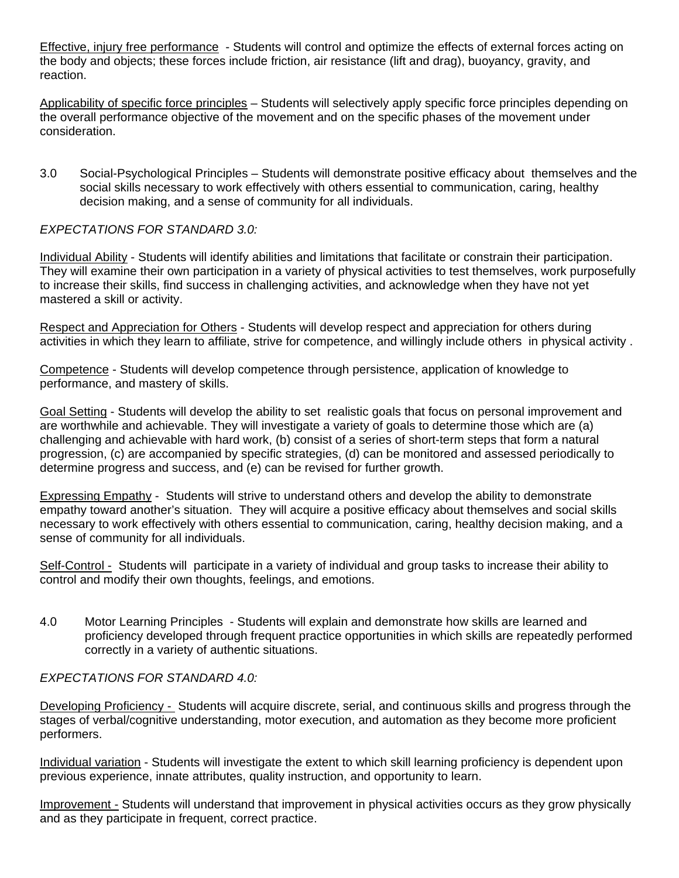Effective, injury free performance - Students will control and optimize the effects of external forces acting on the body and objects; these forces include friction, air resistance (lift and drag), buoyancy, gravity, and reaction.

Applicability of specific force principles – Students will selectively apply specific force principles depending on the overall performance objective of the movement and on the specific phases of the movement under consideration.

3.0 Social-Psychological Principles – Students will demonstrate positive efficacy about themselves and the social skills necessary to work effectively with others essential to communication, caring, healthy decision making, and a sense of community for all individuals.

*EXPECTATIONS FOR STANDARD 3.0:*

Individual Ability - Students will identify abilities and limitations that facilitate or constrain their participation. They will examine their own participation in a variety of physical activities to test themselves, work purposefully to increase their skills, find success in challenging activities, and acknowledge when they have not yet mastered a skill or activity.

Respect and Appreciation for Others - Students will develop respect and appreciation for others during activities in which they learn to affiliate, strive for competence, and willingly include others in physical activity .

Competence - Students will develop competence through persistence, application of knowledge to performance, and mastery of skills.

Goal Setting - Students will develop the ability to set realistic goals that focus on personal improvement and are worthwhile and achievable. They will investigate a variety of goals to determine those which are (a) challenging and achievable with hard work, (b) consist of a series of short-term steps that form a natural progression, (c) are accompanied by specific strategies, (d) can be monitored and assessed periodically to determine progress and success, and (e) can be revised for further growth.

Expressing Empathy - Students will strive to understand others and develop the ability to demonstrate empathy toward another's situation. They will acquire a positive efficacy about themselves and social skills necessary to work effectively with others essential to communication, caring, healthy decision making, and a sense of community for all individuals.

Self-Control - Students will participate in a variety of individual and group tasks to increase their ability to control and modify their own thoughts, feelings, and emotions.

4.0 Motor Learning Principles - Students will explain and demonstrate how skills are learned and proficiency developed through frequent practice opportunities in which skills are repeatedly performed correctly in a variety of authentic situations.

*EXPECTATIONS FOR STANDARD 4.0:*

Developing Proficiency - Students will acquire discrete, serial, and continuous skills and progress through the stages of verbal/cognitive understanding, motor execution, and automation as they become more proficient performers.

Individual variation - Students will investigate the extent to which skill learning proficiency is dependent upon previous experience, innate attributes, quality instruction, and opportunity to learn.

Improvement - Students will understand that improvement in physical activities occurs as they grow physically and as they participate in frequent, correct practice.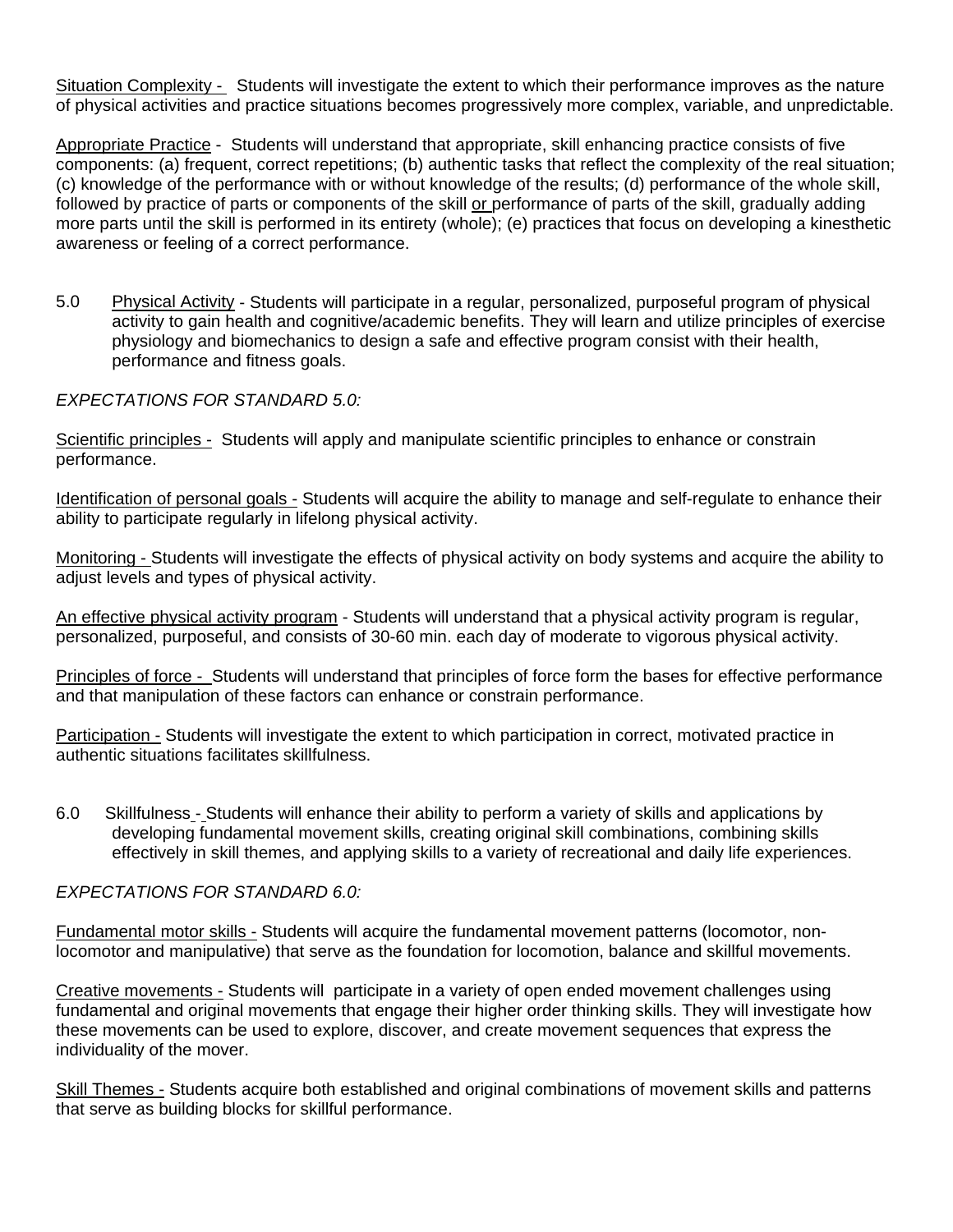Situation Complexity - Students will investigate the extent to which their performance improves as the nature of physical activities and practice situations becomes progressively more complex, variable, and unpredictable.

Appropriate Practice - Students will understand that appropriate, skill enhancing practice consists of five components: (a) frequent, correct repetitions; (b) authentic tasks that reflect the complexity of the real situation; (c) knowledge of the performance with or without knowledge of the results; (d) performance of the whole skill, followed by practice of parts or components of the skill or performance of parts of the skill, gradually adding more parts until the skill is performed in its entirety (whole); (e) practices that focus on developing a kinesthetic awareness or feeling of a correct performance.

5.0 Physical Activity - Students will participate in a regular, personalized, purposeful program of physical activity to gain health and cognitive/academic benefits. They will learn and utilize principles of exercise physiology and biomechanics to design a safe and effective program consist with their health, performance and fitness goals.

*EXPECTATIONS FOR STANDARD 5.0:*

Scientific principles - Students will apply and manipulate scientific principles to enhance or constrain performance.

Identification of personal goals - Students will acquire the ability to manage and self-regulate to enhance their ability to participate regularly in lifelong physical activity.

Monitoring - Students will investigate the effects of physical activity on body systems and acquire the ability to adjust levels and types of physical activity.

An effective physical activity program - Students will understand that a physical activity program is regular, personalized, purposeful, and consists of 30-60 min. each day of moderate to vigorous physical activity.

Principles of force - Students will understand that principles of force form the bases for effective performance and that manipulation of these factors can enhance or constrain performance.

Participation - Students will investigate the extent to which participation in correct, motivated practice in authentic situations facilitates skillfulness.

6.0 Skillfulness - Students will enhance their ability to perform a variety of skills and applications by developing fundamental movement skills, creating original skill combinations, combining skills effectively in skill themes, and applying skills to a variety of recreational and daily life experiences.

*EXPECTATIONS FOR STANDARD 6.0:*

Fundamental motor skills - Students will acquire the fundamental movement patterns (locomotor, non-locomotor and manipulative) that serve as the foundation for locomotion, balance and skillful movements.

Creative movements - Students will participate in a variety of open ended movement challenges using fundamental and original movements that engage their higher order thinking skills. They will investigate how these movements can be used to explore, discover, and create movement sequences that express the individuality of the mover.

Skill Themes - Students acquire both established and original combinations of movement skills and patterns that serve as building blocks for skillful performance.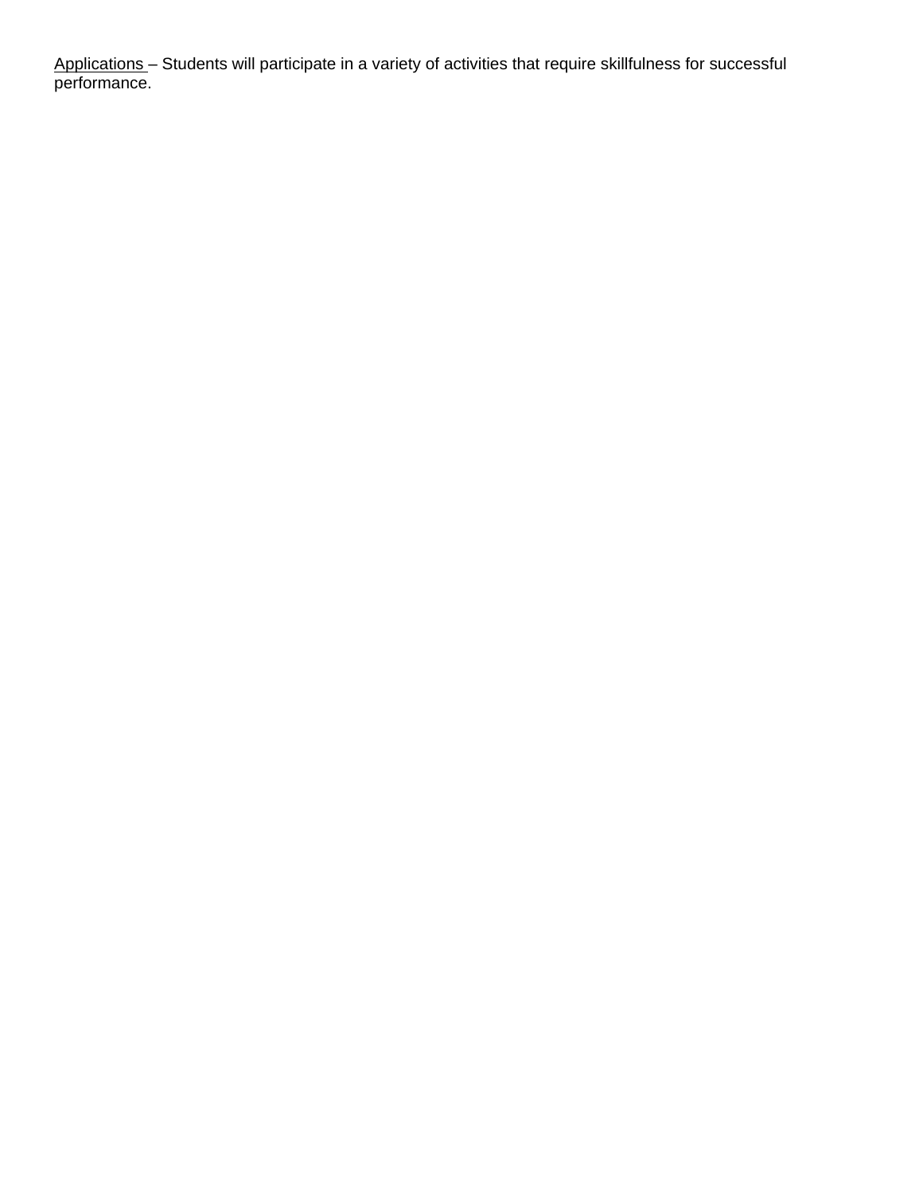<u>Applications</u> – Students will participate in a variety of activities that require skillfulness for successful performance.